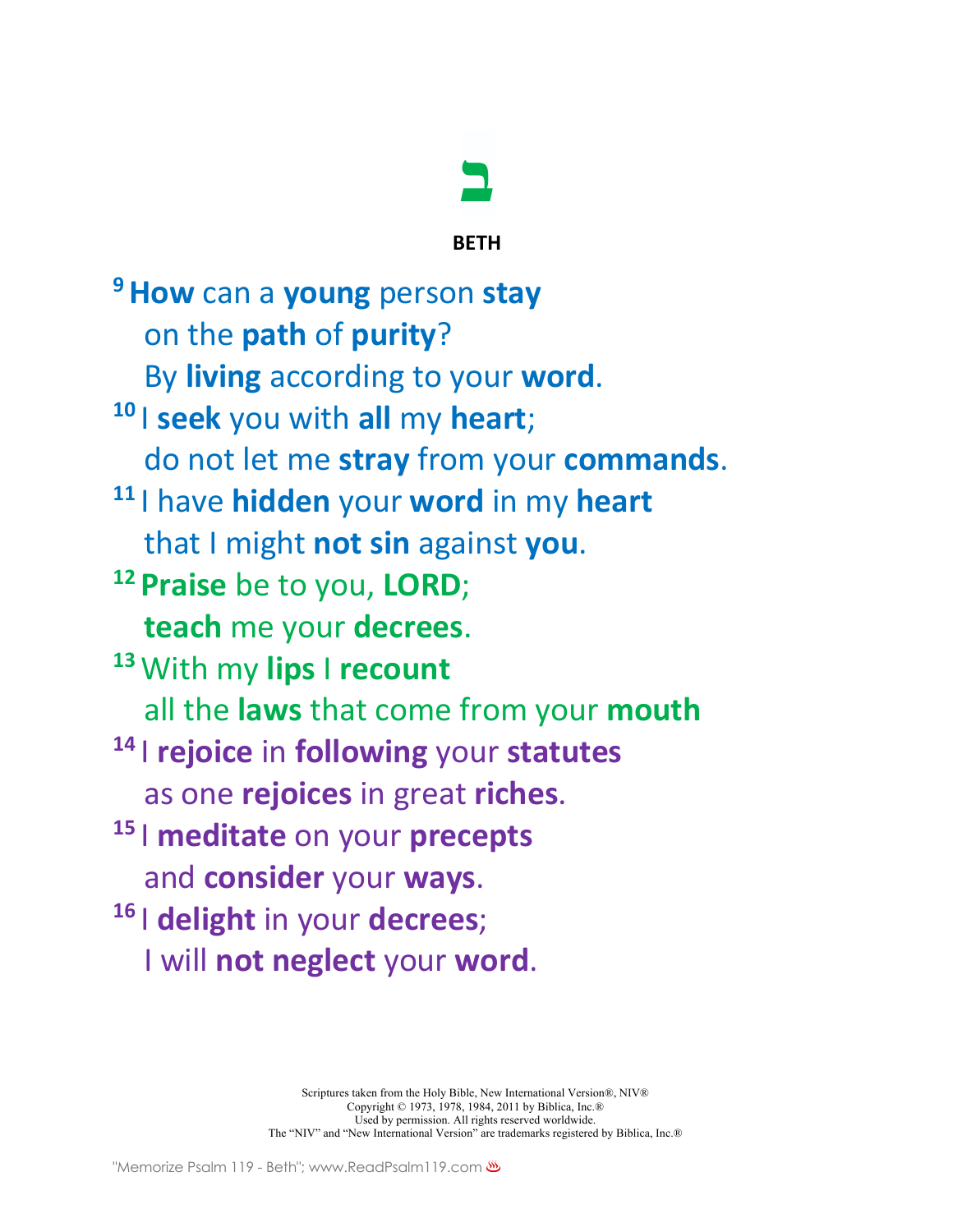# ב

**BETH**

[9] **How** can a **young** person **stay**
on the **path** of **purity**?
By **living** according to your **word**.

[10] I **seek** you with **all** my **heart**;
do not let me **stray** from your **commands**.

[11] I have **hidden** your **word** in my **heart**
that I might **not sin** against **you**.

[12] **Praise** be to you, **LORD**;
**teach** me your **decrees**.

[13] With my **lips** I **recount**
all the **laws** that come from your **mouth**

[14] I **rejoice** in **following** your **statutes**
as one **rejoices** in great **riches**.

[15] I **meditate** on your **precepts**
and **consider** your **ways**.

[16] I **delight** in your **decrees**;
I will **not neglect** your **word**.

Scriptures taken from the Holy Bible, New International Version®, NIV®
Copyright © 1973, 1978, 1984, 2011 by Biblica, Inc.®
Used by permission. All rights reserved worldwide.
The "NIV" and "New International Version" are trademarks registered by Biblica, Inc.®

"Memorize Psalm 119 - Beth"; www.ReadPsalm119.com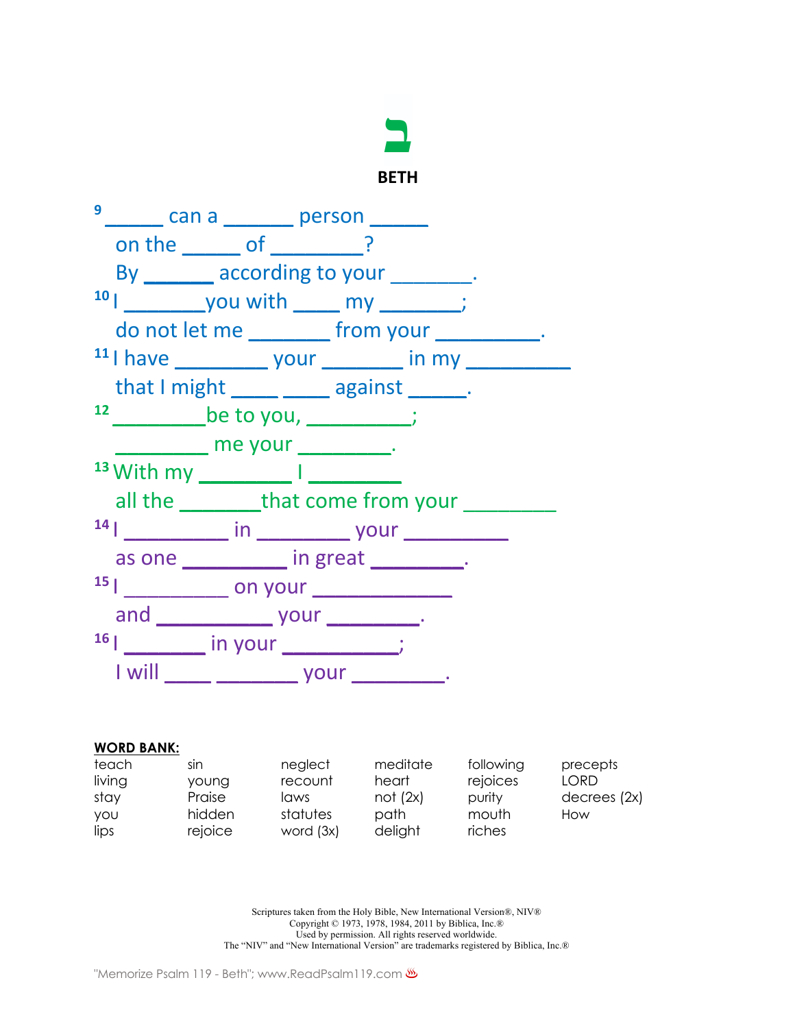# ב

## BETH

[9] _____ can a ______ person _____
on the _____ of ________?
By ______ according to your _______.
[10] I _______you with ____ my _______;
do not let me _______ from your _________.
[11] I have ________ your _______ in my _________
that I might ____ ____ against _____.
[12] ________be to you, _________;
________ me your ________.
[13] With my ________ I ________
all the _______that come from your ________
[14] I _________ in ________ your _________
as one _________ in great ________.
[15] I _________ on your ____________
and __________ your ________.
[16] I _______ in your __________;
I will ____ _______ your ________.

**WORD BANK:**

| | | | | | |
|---|---|---|---|---|---|
| teach | sin | neglect | meditate | following | precepts |
| living | young | recount | heart | rejoices | LORD |
| stay | Praise | laws | not (2x) | purity | decrees (2x) |
| you | hidden | statutes | path | mouth | How |
| lips | rejoice | word (3x) | delight | riches | |

Scriptures taken from the Holy Bible, New International Version®, NIV®
Copyright © 1973, 1978, 1984, 2011 by Biblica, Inc.®
Used by permission. All rights reserved worldwide.
The "NIV" and "New International Version" are trademarks registered by Biblica, Inc.®

"Memorize Psalm 119 - Beth"; www.ReadPsalm119.com